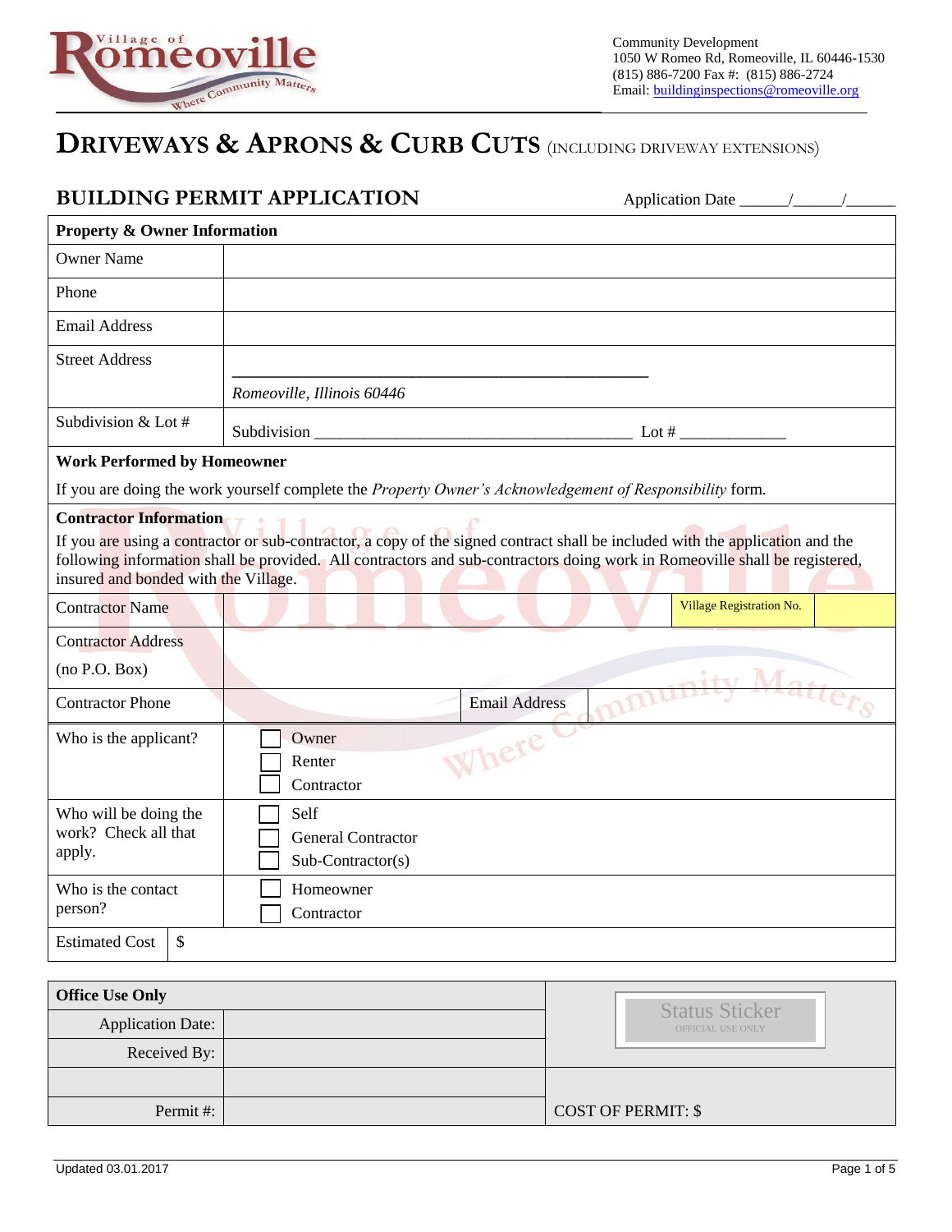Community Development
1050 W Romeo Rd, Romeoville, IL 60446-1530
(815) 886-7200 Fax #: (815) 886-2724
Email: buildinginspections@romeoville.org

# DRIVEWAYS & APRONS & CURB CUTS (INCLUDING DRIVEWAY EXTENSIONS)

## BUILDING PERMIT APPLICATION

Application Date ______/______/______

| Property & Owner Information | |
|---|---|
| Owner Name | |
| Phone | |
| Email Address | |
| Street Address | ________________________________________ *Romeoville, Illinois 60446* |
| Subdivision & Lot # | Subdivision ______________________________ Lot # ____________ |

**Work Performed by Homeowner**

If you are doing the work yourself complete the *Property Owner's Acknowledgement of Responsibility* form.

**Contractor Information**

If you are using a contractor or sub-contractor, a copy of the signed contract shall be included with the application and the following information shall be provided. All contractors and sub-contractors doing work in Romeoville shall be registered, insured and bonded with the Village.

| | | | |
|---|---|---|---|
| Contractor Name | | Village Registration No. | |
| Contractor Address (no P.O. Box) | | | |
| Contractor Phone | | Email Address | |

| | |
|---|---|
| Who is the applicant? | ☐ Owner ☐ Renter ☐ Contractor |
| Who will be doing the work? Check all that apply. | ☐ Self ☐ General Contractor ☐ Sub-Contractor(s) |
| Who is the contact person? | ☐ Homeowner ☐ Contractor |
| Estimated Cost | $ |

| Office Use Only | | Status Sticker OFFICIAL USE ONLY |
|---|---|---|
| Application Date: | | |
| Received By: | | |
| | | |
| Permit #: | | COST OF PERMIT: $ |

Updated 03.01.2017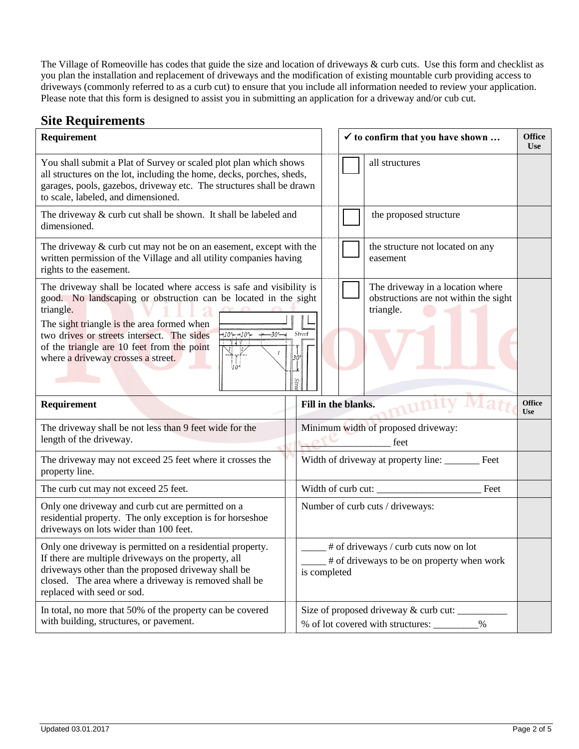The Village of Romeoville has codes that guide the size and location of driveways & curb cuts. Use this form and checklist as you plan the installation and replacement of driveways and the modification of existing mountable curb providing access to driveways (commonly referred to as a curb cut) to ensure that you include all information needed to review your application. Please note that this form is designed to assist you in submitting an application for a driveway and/or cub cut.

## Site Requirements

| Requirement | ✓ to confirm that you have shown … | | Office Use |
|---|---|---|---|
| You shall submit a Plat of Survey or scaled plot plan which shows all structures on the lot, including the home, decks, porches, sheds, garages, pools, gazebos, driveway etc. The structures shall be drawn to scale, labeled, and dimensioned. | ☐ | all structures | |
| The driveway & curb cut shall be shown. It shall be labeled and dimensioned. | ☐ | the proposed structure | |
| The driveway & curb cut may not be on an easement, except with the written permission of the Village and all utility companies having rights to the easement. | ☐ | the structure not located on any easement | |
| The driveway shall be located where access is safe and visibility is good. No landscaping or obstruction can be located in the sight triangle. The sight triangle is the area formed when two drives or streets intersect. The sides of the triangle are 10 feet from the point where a driveway crosses a street. | ☐ | The driveway in a location where obstructions are not within the sight triangle. | |

| Requirement | Fill in the blanks. | Office Use |
|---|---|---|
| The driveway shall be not less than 9 feet wide for the length of the driveway. | Minimum width of proposed driveway: _________________ feet | |
| The driveway may not exceed 25 feet where it crosses the property line. | Width of driveway at property line: _______ Feet | |
| The curb cut may not exceed 25 feet. | Width of curb cut: ____________________ Feet | |
| Only one driveway and curb cut are permitted on a residential property. The only exception is for horseshoe driveways on lots wider than 100 feet. | Number of curb cuts / driveways: | |
| Only one driveway is permitted on a residential property. If there are multiple driveways on the property, all driveways other than the proposed driveway shall be closed. The area where a driveway is removed shall be replaced with seed or sod. | _____ # of driveways / curb cuts now on lot<br>_____ # of driveways to be on property when work is completed | |
| In total, no more that 50% of the property can be covered with building, structures, or pavement. | Size of proposed driveway & curb cut: __________<br>% of lot covered with structures: _________% | |

Updated 03.01.2017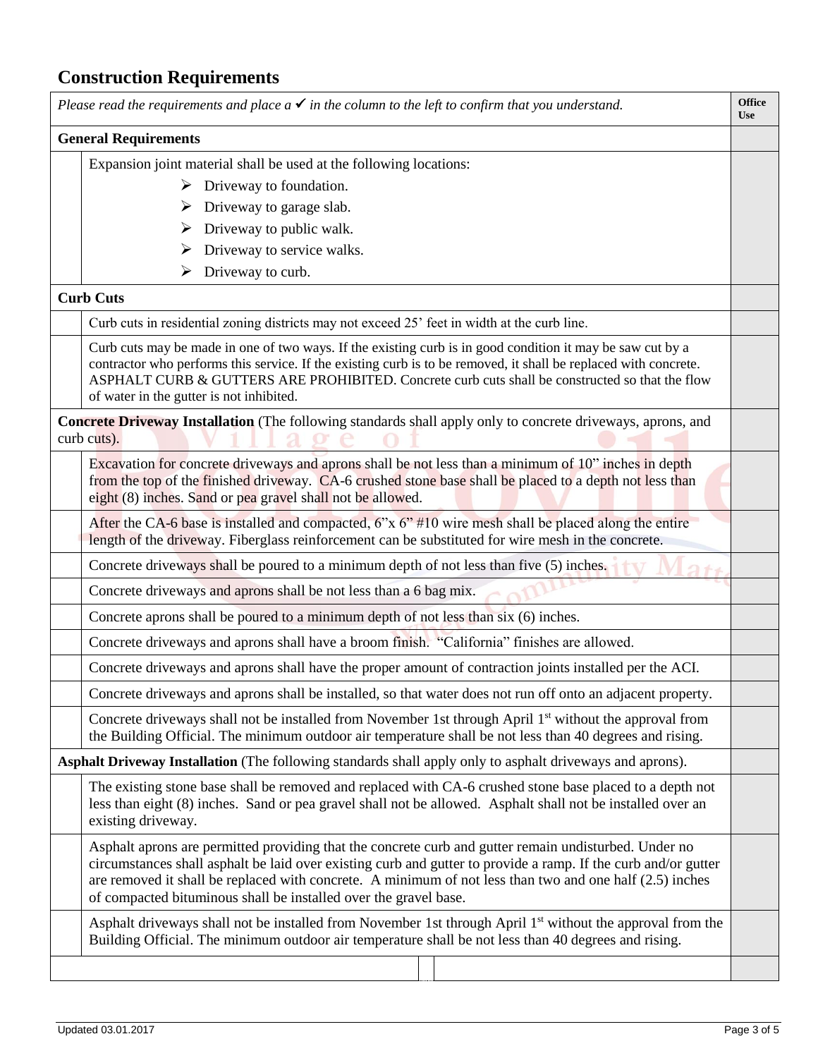## Construction Requirements

| *Please read the requirements and place a ✓ in the column to the left to confirm that you understand.* | | **Office Use** |
|---|---|---|
| **General Requirements** | | |
| | Expansion joint material shall be used at the following locations:<br>➢ Driveway to foundation.<br>➢ Driveway to garage slab.<br>➢ Driveway to public walk.<br>➢ Driveway to service walks.<br>➢ Driveway to curb. | |
| **Curb Cuts** | | |
| | Curb cuts in residential zoning districts may not exceed 25' feet in width at the curb line. | |
| | Curb cuts may be made in one of two ways. If the existing curb is in good condition it may be saw cut by a contractor who performs this service. If the existing curb is to be removed, it shall be replaced with concrete. ASPHALT CURB & GUTTERS ARE PROHIBITED. Concrete curb cuts shall be constructed so that the flow of water in the gutter is not inhibited. | |
| **Concrete Driveway Installation** (The following standards shall apply only to concrete driveways, aprons, and curb cuts). | | |
| | Excavation for concrete driveways and aprons shall be not less than a minimum of 10" inches in depth from the top of the finished driveway. CA-6 crushed stone base shall be placed to a depth not less than eight (8) inches. Sand or pea gravel shall not be allowed. | |
| | After the CA-6 base is installed and compacted, 6"x 6" #10 wire mesh shall be placed along the entire length of the driveway. Fiberglass reinforcement can be substituted for wire mesh in the concrete. | |
| | Concrete driveways shall be poured to a minimum depth of not less than five (5) inches. | |
| | Concrete driveways and aprons shall be not less than a 6 bag mix. | |
| | Concrete aprons shall be poured to a minimum depth of not less than six (6) inches. | |
| | Concrete driveways and aprons shall have a broom finish. "California" finishes are allowed. | |
| | Concrete driveways and aprons shall have the proper amount of contraction joints installed per the ACI. | |
| | Concrete driveways and aprons shall be installed, so that water does not run off onto an adjacent property. | |
| | Concrete driveways shall not be installed from November 1st through April 1st without the approval from the Building Official. The minimum outdoor air temperature shall be not less than 40 degrees and rising. | |
| **Asphalt Driveway Installation** (The following standards shall apply only to asphalt driveways and aprons). | | |
| | The existing stone base shall be removed and replaced with CA-6 crushed stone base placed to a depth not less than eight (8) inches. Sand or pea gravel shall not be allowed. Asphalt shall not be installed over an existing driveway. | |
| | Asphalt aprons are permitted providing that the concrete curb and gutter remain undisturbed. Under no circumstances shall asphalt be laid over existing curb and gutter to provide a ramp. If the curb and/or gutter are removed it shall be replaced with concrete. A minimum of not less than two and one half (2.5) inches of compacted bituminous shall be installed over the gravel base. | |
| | Asphalt driveways shall not be installed from November 1st through April 1st without the approval from the Building Official. The minimum outdoor air temperature shall be not less than 40 degrees and rising. | |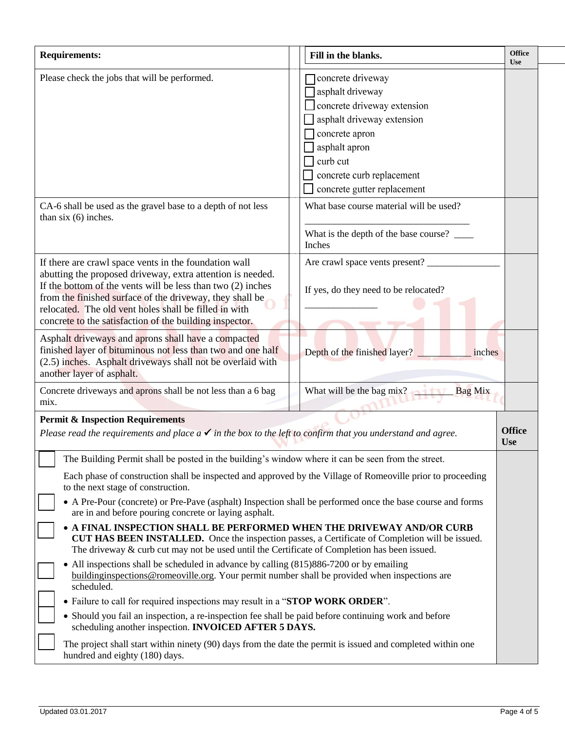| Requirements: | Fill in the blanks. | Office Use |
|---|---|---|
| Please check the jobs that will be performed. | ☐ concrete driveway<br>☐ asphalt driveway<br>☐ concrete driveway extension<br>☐ asphalt driveway extension<br>☐ concrete apron<br>☐ asphalt apron<br>☐ curb cut<br>☐ concrete curb replacement<br>☐ concrete gutter replacement | |
| CA-6 shall be used as the gravel base to a depth of not less than six (6) inches. | What base course material will be used? ________________________________<br>What is the depth of the base course? ____ Inches | |
| If there are crawl space vents in the foundation wall abutting the proposed driveway, extra attention is needed. If the bottom of the vents will be less than two (2) inches from the finished surface of the driveway, they shall be relocated. The old vent holes shall be filled in with concrete to the satisfaction of the building inspector. | Are crawl space vents present? _______________<br>If yes, do they need to be relocated? _______________ | |
| Asphalt driveways and aprons shall have a compacted finished layer of bituminous not less than two and one half (2.5) inches. Asphalt driveways shall not be overlaid with another layer of asphalt. | Depth of the finished layer? __________ inches | |
| Concrete driveways and aprons shall be not less than a 6 bag mix. | What will be the bag mix? ________ Bag Mix | |

**Permit & Inspection Requirements**

*Please read the requirements and place a ✔ in the box to the left to confirm that you understand and agree.*

| | Requirement | Office Use |
|---|---|---|
| ☐ | The Building Permit shall be posted in the building's window where it can be seen from the street. | |
| | Each phase of construction shall be inspected and approved by the Village of Romeoville prior to proceeding to the next stage of construction. | |
| ☐ | • A Pre-Pour (concrete) or Pre-Pave (asphalt) Inspection shall be performed once the base course and forms are in and before pouring concrete or laying asphalt. | |
| ☐ | • **A FINAL INSPECTION SHALL BE PERFORMED WHEN THE DRIVEWAY AND/OR CURB CUT HAS BEEN INSTALLED.** Once the inspection passes, a Certificate of Completion will be issued. The driveway & curb cut may not be used until the Certificate of Completion has been issued. | |
| ☐ | • All inspections shall be scheduled in advance by calling (815)886-7200 or by emailing buildinginspections@romeoville.org. Your permit number shall be provided when inspections are scheduled. | |
| ☐ | • Failure to call for required inspections may result in a "**STOP WORK ORDER**". | |
| ☐ | • Should you fail an inspection, a re-inspection fee shall be paid before continuing work and before scheduling another inspection. **INVOICED AFTER 5 DAYS.** | |
| ☐ | The project shall start within ninety (90) days from the date the permit is issued and completed within one hundred and eighty (180) days. | |

Updated 03.01.2017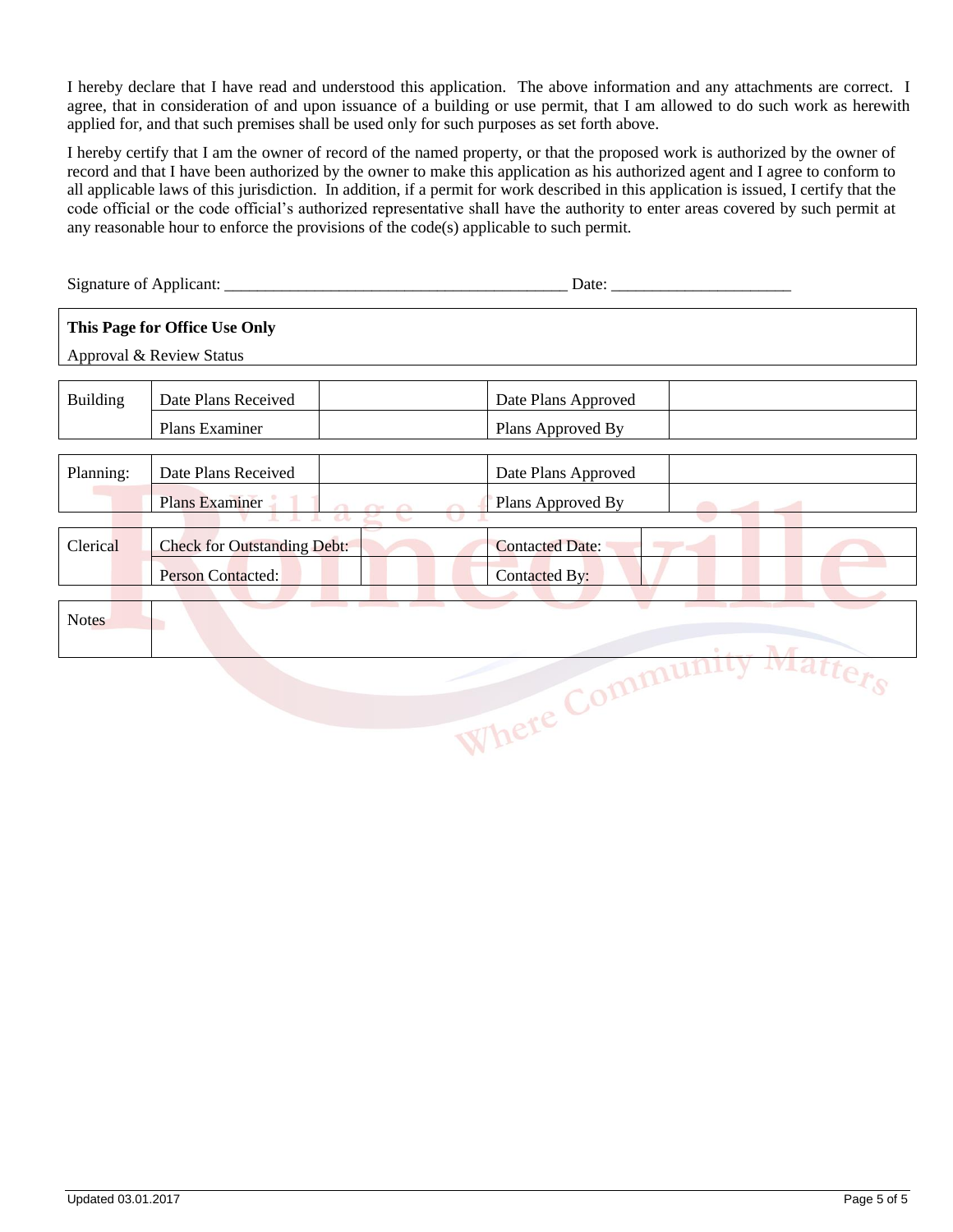I hereby declare that I have read and understood this application. The above information and any attachments are correct. I agree, that in consideration of and upon issuance of a building or use permit, that I am allowed to do such work as herewith applied for, and that such premises shall be used only for such purposes as set forth above.

I hereby certify that I am the owner of record of the named property, or that the proposed work is authorized by the owner of record and that I have been authorized by the owner to make this application as his authorized agent and I agree to conform to all applicable laws of this jurisdiction. In addition, if a permit for work described in this application is issued, I certify that the code official or the code official's authorized representative shall have the authority to enter areas covered by such permit at any reasonable hour to enforce the provisions of the code(s) applicable to such permit.

Signature of Applicant: ___________________________________________ Date: ______________________

**This Page for Office Use Only**

Approval & Review Status

| | | | | |
|---|---|---|---|---|
| Building | Date Plans Received | | Date Plans Approved | |
| | Plans Examiner | | Plans Approved By | |

| | | | | |
|---|---|---|---|---|
| Planning: | Date Plans Received | | Date Plans Approved | |
| | Plans Examiner | | Plans Approved By | |

| | | | | |
|---|---|---|---|---|
| Clerical | Check for Outstanding Debt: | | Contacted Date: | |
| | Person Contacted: | | Contacted By: | |

| | |
|---|---|
| Notes | |

Updated 03.01.2017